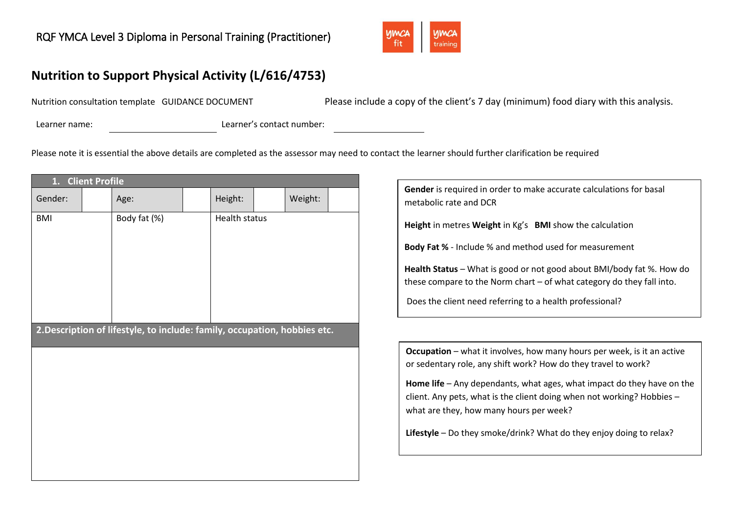RQF YMCA Level 3 Diploma in Personal Training (Practitioner)

# Nutrition to Support Physical Activity (L/616/4753)

Nutrition consultation template GUIDANCE DOCUMENT

Please include a copy of the client's 7 day (minimum) food diary with this analysis.

Learner name: \_\_\_\_\_\_\_\_\_\_\_\_\_\_\_\_\_\_\_\_ Learner's contact number: \_\_\_\_\_\_\_\_\_\_\_\_\_\_\_\_\_\_\_\_

Please note it is essential the above details are completed as the assessor may need to contact the learner should further clarification be required

| **1. Client Profile** | | | | | | | |
|---|---|---|---|---|---|---|---|
| Gender: | | Age: | | Height: | | Weight: | |
| BMI | | Body fat (%) | | Health status | | | |

| **2.Description of lifestyle, to include: family, occupation, hobbies etc.** |
|---|
| |

**Gender** is required in order to make accurate calculations for basal metabolic rate and DCR

**Height** in metres **Weight** in Kg's **BMI** show the calculation

**Body Fat %** - Include % and method used for measurement

**Health Status** – What is good or not good about BMI/body fat %. How do these compare to the Norm chart – of what category do they fall into.

Does the client need referring to a health professional?

**Occupation** – what it involves, how many hours per week, is it an active or sedentary role, any shift work? How do they travel to work?

**Home life** – Any dependants, what ages, what impact do they have on the client. Any pets, what is the client doing when not working? Hobbies – what are they, how many hours per week?

**Lifestyle** – Do they smoke/drink? What do they enjoy doing to relax?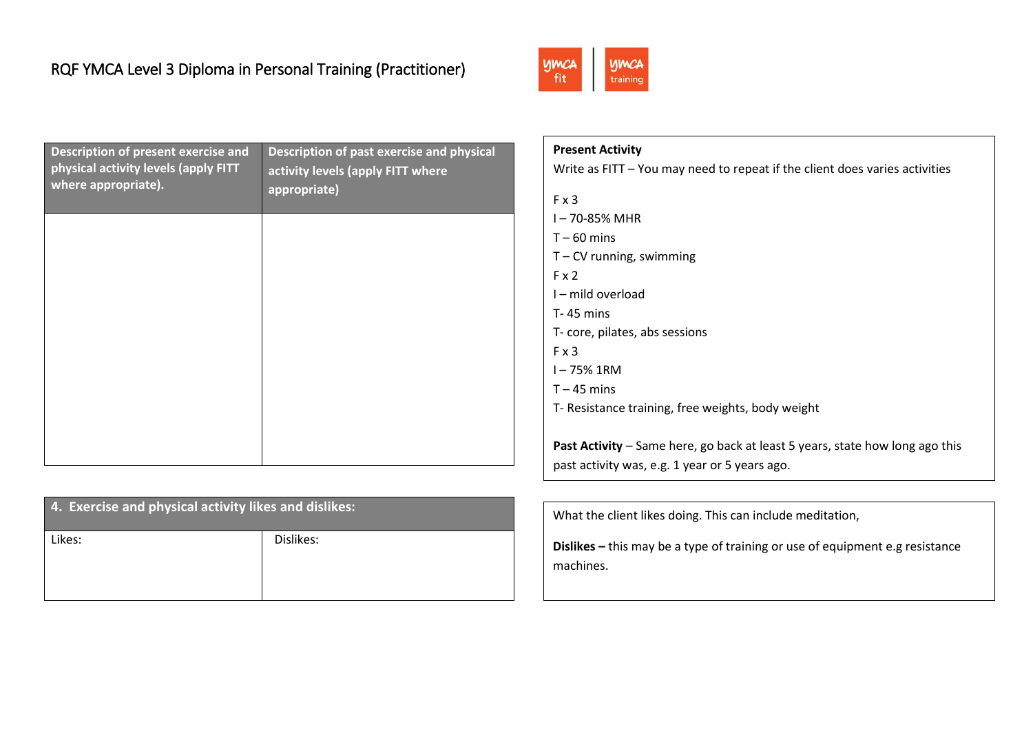RQF YMCA Level 3 Diploma in Personal Training (Practitioner)

| Description of present exercise and physical activity levels (apply FITT where appropriate). | Description of past exercise and physical activity levels (apply FITT where appropriate) |
| --- | --- |
| | |

**Present Activity**

Write as FITT – You may need to repeat if the client does varies activities

F x 3
I – 70-85% MHR
T – 60 mins
T – CV running, swimming
F x 2
I – mild overload
T- 45 mins
T- core, pilates, abs sessions
F x 3
I – 75% 1RM
T – 45 mins
T- Resistance training, free weights, body weight

**Past Activity** – Same here, go back at least 5 years, state how long ago this past activity was, e.g. 1 year or 5 years ago.

| 4. Exercise and physical activity likes and dislikes: | |
| --- | --- |
| Likes: | Dislikes: |

What the client likes doing. This can include meditation,

**Dislikes –** this may be a type of training or use of equipment e.g resistance machines.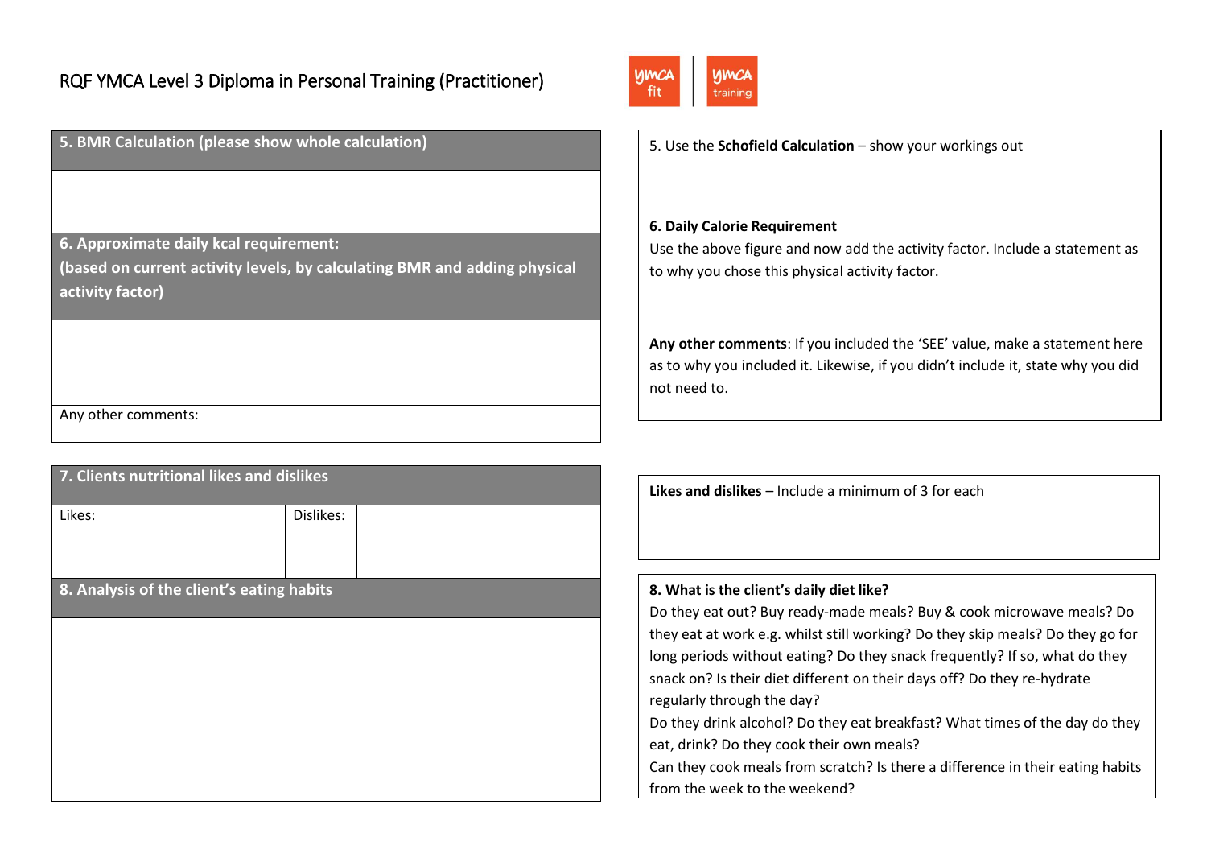RQF YMCA Level 3 Diploma in Personal Training (Practitioner)

| 5. BMR Calculation (please show whole calculation) |
| --- |
| |

| 6. Approximate daily kcal requirement: (based on current activity levels, by calculating BMR and adding physical activity factor) |
| --- |
| |
| Any other comments: |

5. Use the **Schofield Calculation** – show your workings out

**6. Daily Calorie Requirement**
Use the above figure and now add the activity factor. Include a statement as to why you chose this physical activity factor.

**Any other comments**: If you included the 'SEE' value, make a statement here as to why you included it. Likewise, if you didn't include it, state why you did not need to.

| 7. Clients nutritional likes and dislikes | | | |
| --- | --- | --- | --- |
| Likes: | | Dislikes: | |

**Likes and dislikes** – Include a minimum of 3 for each

| 8. Analysis of the client's eating habits |
| --- |
| |

**8. What is the client's daily diet like?**
Do they eat out? Buy ready-made meals? Buy & cook microwave meals? Do they eat at work e.g. whilst still working? Do they skip meals? Do they go for long periods without eating? Do they snack frequently? If so, what do they snack on? Is their diet different on their days off? Do they re-hydrate regularly through the day?
Do they drink alcohol? Do they eat breakfast? What times of the day do they eat, drink? Do they cook their own meals?
Can they cook meals from scratch? Is there a difference in their eating habits from the week to the weekend?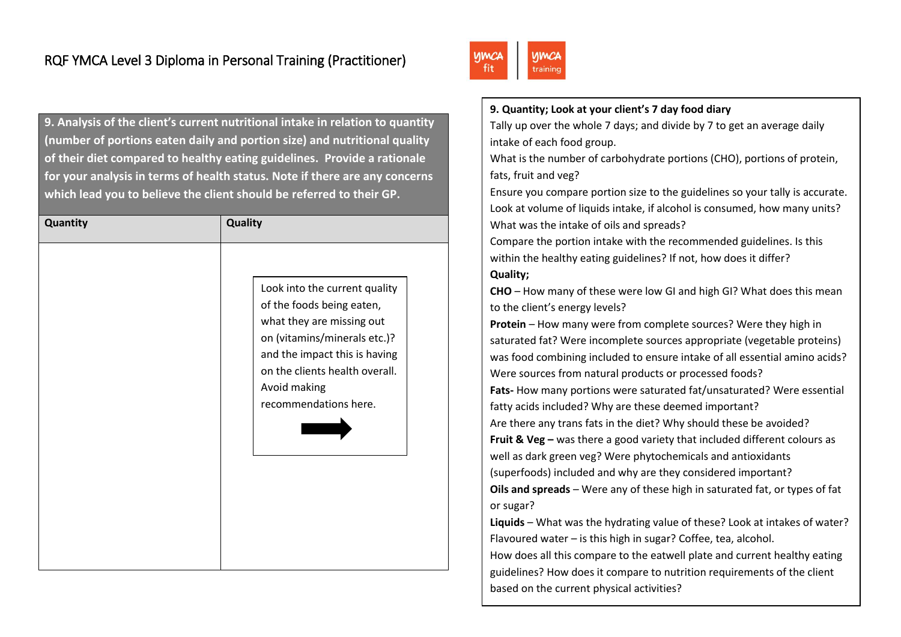RQF YMCA Level 3 Diploma in Personal Training (Practitioner)

| **9. Analysis of the client's current nutritional intake in relation to quantity (number of portions eaten daily and portion size) and nutritional quality of their diet compared to healthy eating guidelines. Provide a rationale for your analysis in terms of health status. Note if there are any concerns which lead you to believe the client should be referred to their GP.** | |
|---|---|
| **Quantity** | **Quality** |
| | Look into the current quality of the foods being eaten, what they are missing out on (vitamins/minerals etc.)? and the impact this is having on the clients health overall. Avoid making recommendations here. |

**9. Quantity; Look at your client's 7 day food diary**

Tally up over the whole 7 days; and divide by 7 to get an average daily intake of each food group.

What is the number of carbohydrate portions (CHO), portions of protein, fats, fruit and veg?

Ensure you compare portion size to the guidelines so your tally is accurate.

Look at volume of liquids intake, if alcohol is consumed, how many units?

What was the intake of oils and spreads?

Compare the portion intake with the recommended guidelines. Is this within the healthy eating guidelines? If not, how does it differ?

**Quality;**

**CHO** – How many of these were low GI and high GI? What does this mean to the client's energy levels?

**Protein** – How many were from complete sources? Were they high in saturated fat? Were incomplete sources appropriate (vegetable proteins) was food combining included to ensure intake of all essential amino acids? Were sources from natural products or processed foods?

**Fats-** How many portions were saturated fat/unsaturated? Were essential fatty acids included? Why are these deemed important?

Are there any trans fats in the diet? Why should these be avoided?

**Fruit & Veg –** was there a good variety that included different colours as well as dark green veg? Were phytochemicals and antioxidants (superfoods) included and why are they considered important?

**Oils and spreads** – Were any of these high in saturated fat, or types of fat or sugar?

**Liquids** – What was the hydrating value of these? Look at intakes of water? Flavoured water – is this high in sugar? Coffee, tea, alcohol.

How does all this compare to the eatwell plate and current healthy eating guidelines? How does it compare to nutrition requirements of the client based on the current physical activities?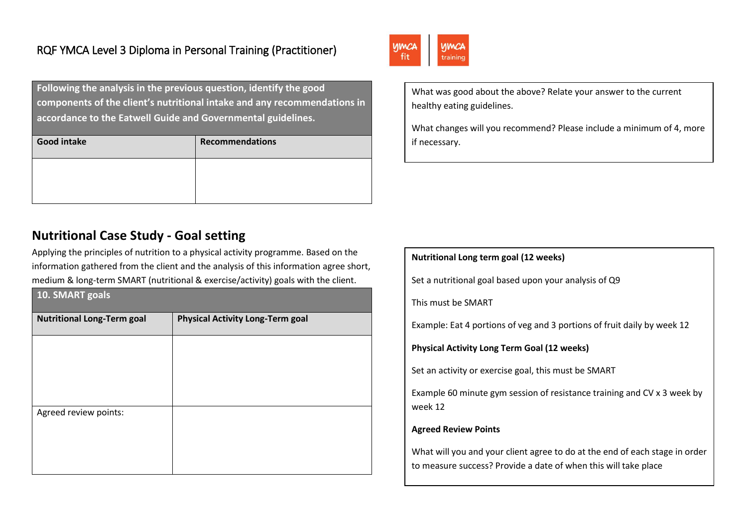RQF YMCA Level 3 Diploma in Personal Training (Practitioner)

| Following the analysis in the previous question, identify the good components of the client's nutritional intake and any recommendations in accordance to the Eatwell Guide and Governmental guidelines. | |
|---|---|
| **Good intake** | **Recommendations** |
| | |

What was good about the above? Relate your answer to the current healthy eating guidelines.

What changes will you recommend? Please include a minimum of 4, more if necessary.

## Nutritional Case Study - Goal setting

Applying the principles of nutrition to a physical activity programme. Based on the information gathered from the client and the analysis of this information agree short, medium & long-term SMART (nutritional & exercise/activity) goals with the client.

| 10. SMART goals | |
|---|---|
| **Nutritional Long-Term goal** | **Physical Activity Long-Term goal** |
| | |
| Agreed review points: | |

**Nutritional Long term goal (12 weeks)**

Set a nutritional goal based upon your analysis of Q9

This must be SMART

Example: Eat 4 portions of veg and 3 portions of fruit daily by week 12

**Physical Activity Long Term Goal (12 weeks)**

Set an activity or exercise goal, this must be SMART

Example 60 minute gym session of resistance training and CV x 3 week by week 12

**Agreed Review Points**

What will you and your client agree to do at the end of each stage in order to measure success? Provide a date of when this will take place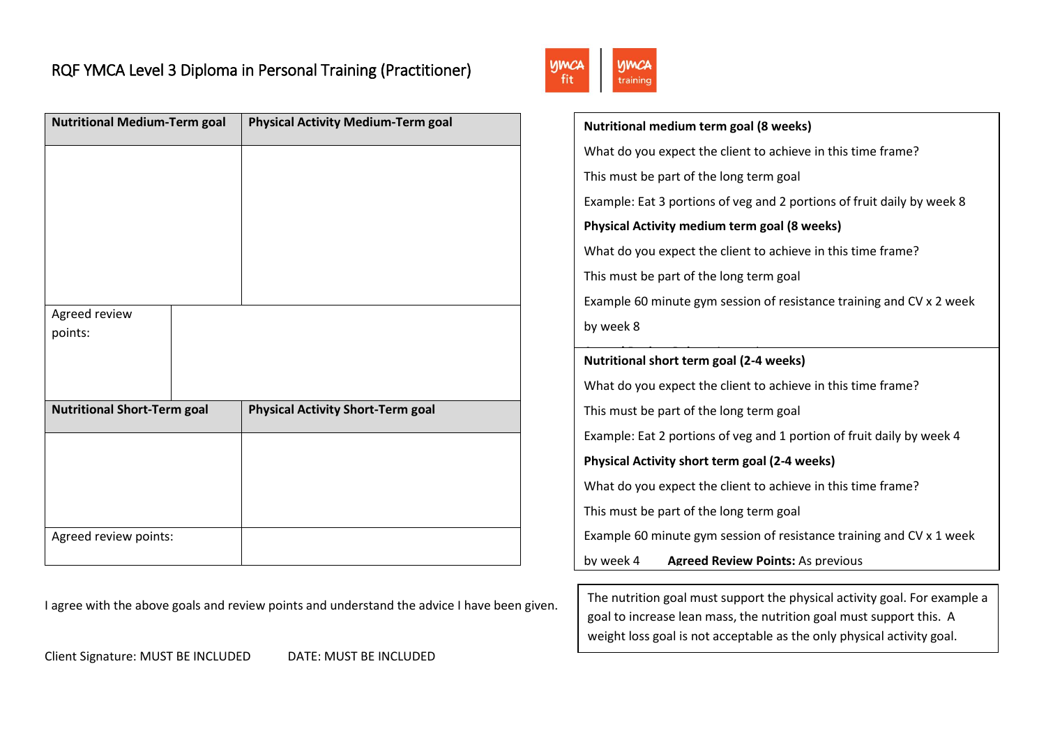# RQF YMCA Level 3 Diploma in Personal Training (Practitioner)

| Nutritional Medium-Term goal | Physical Activity Medium-Term goal |
|---|---|
| | |
| Agreed review points: | |
| **Nutritional Short-Term goal** | **Physical Activity Short-Term goal** |
| | |
| Agreed review points: | |

I agree with the above goals and review points and understand the advice I have been given.

Client Signature: MUST BE INCLUDED DATE: MUST BE INCLUDED

**Nutritional medium term goal (8 weeks)**

What do you expect the client to achieve in this time frame?

This must be part of the long term goal

Example: Eat 3 portions of veg and 2 portions of fruit daily by week 8

**Physical Activity medium term goal (8 weeks)**

What do you expect the client to achieve in this time frame?

This must be part of the long term goal

Example 60 minute gym session of resistance training and CV x 2 week by week 8

**Nutritional short term goal (2-4 weeks)**

What do you expect the client to achieve in this time frame?

This must be part of the long term goal

Example: Eat 2 portions of veg and 1 portion of fruit daily by week 4

**Physical Activity short term goal (2-4 weeks)**

What do you expect the client to achieve in this time frame?

This must be part of the long term goal

Example 60 minute gym session of resistance training and CV x 1 week by week 4 **Agreed Review Points:** As previous

The nutrition goal must support the physical activity goal. For example a goal to increase lean mass, the nutrition goal must support this. A weight loss goal is not acceptable as the only physical activity goal.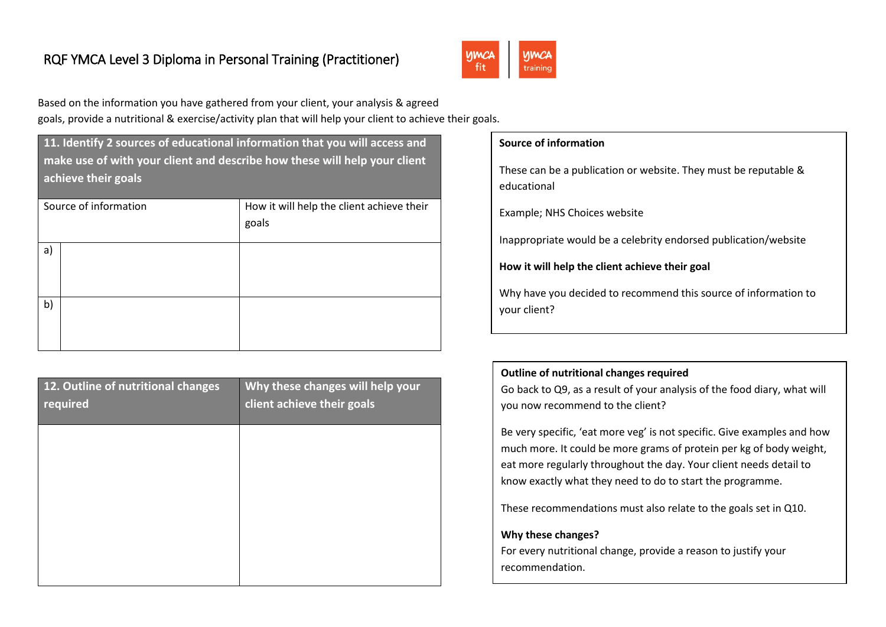# RQF YMCA Level 3 Diploma in Personal Training (Practitioner)

Based on the information you have gathered from your client, your analysis & agreed goals, provide a nutritional & exercise/activity plan that will help your client to achieve their goals.

| 11. Identify 2 sources of educational information that you will access and make use of with your client and describe how these will help your client achieve their goals | | |
|---|---|---|
| Source of information | | How it will help the client achieve their goals |
| a) | | |
| b) | | |

**Source of information**

These can be a publication or website. They must be reputable & educational

Example; NHS Choices website

Inappropriate would be a celebrity endorsed publication/website

**How it will help the client achieve their goal**

Why have you decided to recommend this source of information to your client?

| 12. Outline of nutritional changes required | Why these changes will help your client achieve their goals |
|---|---|
| | |

**Outline of nutritional changes required**

Go back to Q9, as a result of your analysis of the food diary, what will you now recommend to the client?

Be very specific, 'eat more veg' is not specific. Give examples and how much more. It could be more grams of protein per kg of body weight, eat more regularly throughout the day. Your client needs detail to know exactly what they need to do to start the programme.

These recommendations must also relate to the goals set in Q10.

**Why these changes?**

For every nutritional change, provide a reason to justify your recommendation.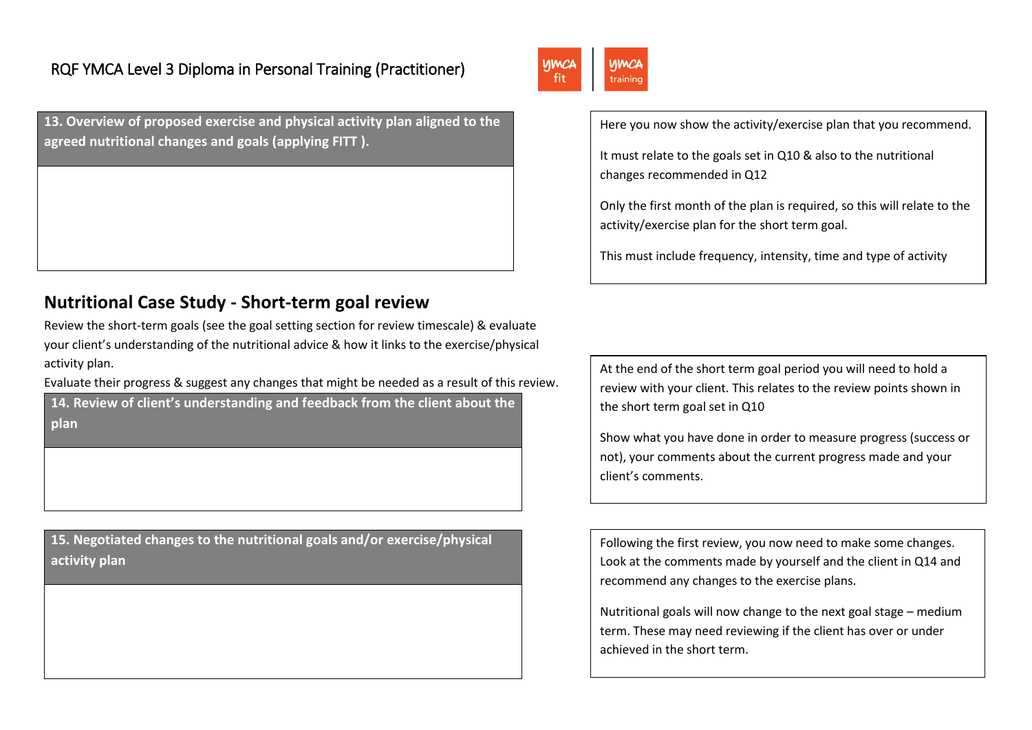| 13. Overview of proposed exercise and physical activity plan aligned to the agreed nutritional changes and goals (applying FITT ). |
| --- |
| |

Here you now show the activity/exercise plan that you recommend.

It must relate to the goals set in Q10 & also to the nutritional changes recommended in Q12

Only the first month of the plan is required, so this will relate to the activity/exercise plan for the short term goal.

This must include frequency, intensity, time and type of activity

## Nutritional Case Study - Short-term goal review

Review the short-term goals (see the goal setting section for review timescale) & evaluate your client's understanding of the nutritional advice & how it links to the exercise/physical activity plan.

Evaluate their progress & suggest any changes that might be needed as a result of this review.

| 14. Review of client's understanding and feedback from the client about the plan |
| --- |
| |

At the end of the short term goal period you will need to hold a review with your client. This relates to the review points shown in the short term goal set in Q10

Show what you have done in order to measure progress (success or not), your comments about the current progress made and your client's comments.

| 15. Negotiated changes to the nutritional goals and/or exercise/physical activity plan |
| --- |
| |

Following the first review, you now need to make some changes. Look at the comments made by yourself and the client in Q14 and recommend any changes to the exercise plans.

Nutritional goals will now change to the next goal stage – medium term. These may need reviewing if the client has over or under achieved in the short term.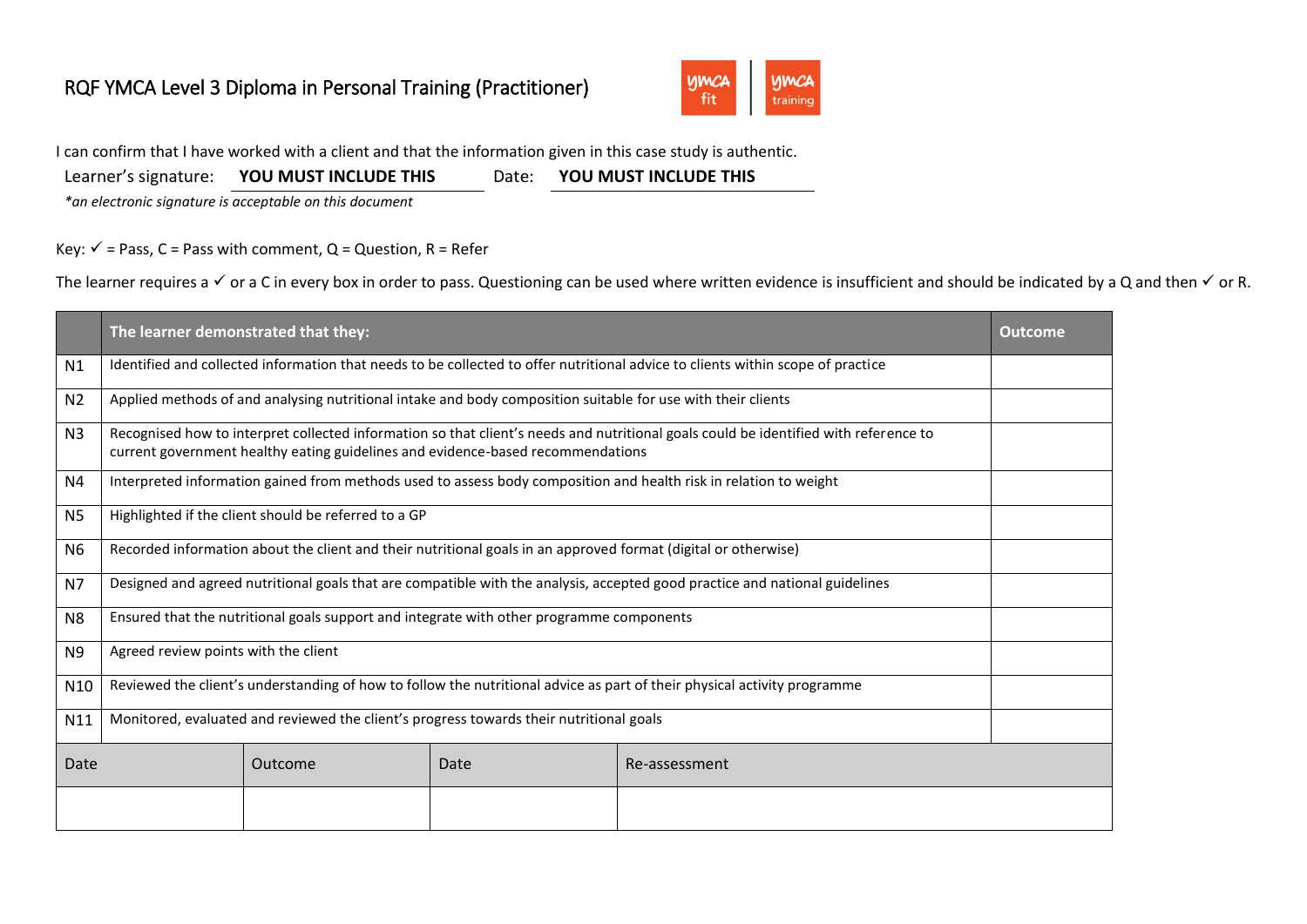# RQF YMCA Level 3 Diploma in Personal Training (Practitioner)

I can confirm that I have worked with a client and that the information given in this case study is authentic.

Learner's signature: **YOU MUST INCLUDE THIS** Date: **YOU MUST INCLUDE THIS**

*\*an electronic signature is acceptable on this document*

Key: ✓ = Pass, C = Pass with comment, Q = Question, R = Refer

The learner requires a ✓ or a C in every box in order to pass. Questioning can be used where written evidence is insufficient and should be indicated by a Q and then ✓ or R.

| | The learner demonstrated that they: | Outcome |
|---|---|---|
| N1 | Identified and collected information that needs to be collected to offer nutritional advice to clients within scope of practice | |
| N2 | Applied methods of and analysing nutritional intake and body composition suitable for use with their clients | |
| N3 | Recognised how to interpret collected information so that client's needs and nutritional goals could be identified with reference to current government healthy eating guidelines and evidence-based recommendations | |
| N4 | Interpreted information gained from methods used to assess body composition and health risk in relation to weight | |
| N5 | Highlighted if the client should be referred to a GP | |
| N6 | Recorded information about the client and their nutritional goals in an approved format (digital or otherwise) | |
| N7 | Designed and agreed nutritional goals that are compatible with the analysis, accepted good practice and national guidelines | |
| N8 | Ensured that the nutritional goals support and integrate with other programme components | |
| N9 | Agreed review points with the client | |
| N10 | Reviewed the client's understanding of how to follow the nutritional advice as part of their physical activity programme | |
| N11 | Monitored, evaluated and reviewed the client's progress towards their nutritional goals | |

| Date | Outcome | Date | Re-assessment |
|---|---|---|---|
| | | | |